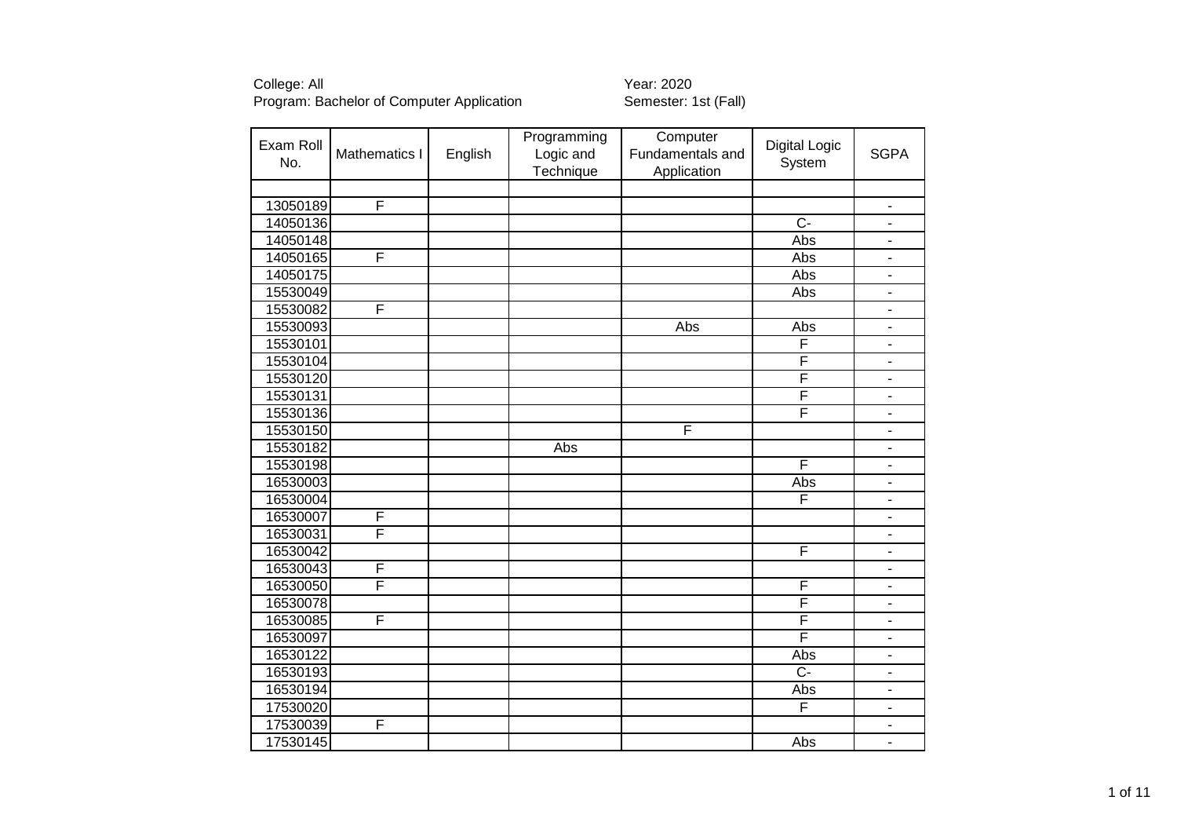College: All
Program: Bachelor of Computer Application

Year: 2020
Semester: 1st (Fall)

| Exam Roll No. | Mathematics I | English | Programming Logic and Technique | Computer Fundamentals and Application | Digital Logic System | SGPA |
|---|---|---|---|---|---|---|
| | | | | | | |
| 13050189 | F | | | | | - |
| 14050136 | | | | | C- | - |
| 14050148 | | | | | Abs | - |
| 14050165 | F | | | | Abs | - |
| 14050175 | | | | | Abs | - |
| 15530049 | | | | | Abs | - |
| 15530082 | F | | | | | - |
| 15530093 | | | | Abs | Abs | - |
| 15530101 | | | | | F | - |
| 15530104 | | | | | F | - |
| 15530120 | | | | | F | - |
| 15530131 | | | | | F | - |
| 15530136 | | | | | F | - |
| 15530150 | | | | F | | - |
| 15530182 | | | Abs | | | - |
| 15530198 | | | | | F | - |
| 16530003 | | | | | Abs | - |
| 16530004 | | | | | F | - |
| 16530007 | F | | | | | - |
| 16530031 | F | | | | | - |
| 16530042 | | | | | F | - |
| 16530043 | F | | | | | - |
| 16530050 | F | | | | F | - |
| 16530078 | | | | | F | - |
| 16530085 | F | | | | F | - |
| 16530097 | | | | | F | - |
| 16530122 | | | | | Abs | - |
| 16530193 | | | | | C- | - |
| 16530194 | | | | | Abs | - |
| 17530020 | | | | | F | - |
| 17530039 | F | | | | | - |
| 17530145 | | | | | Abs | - |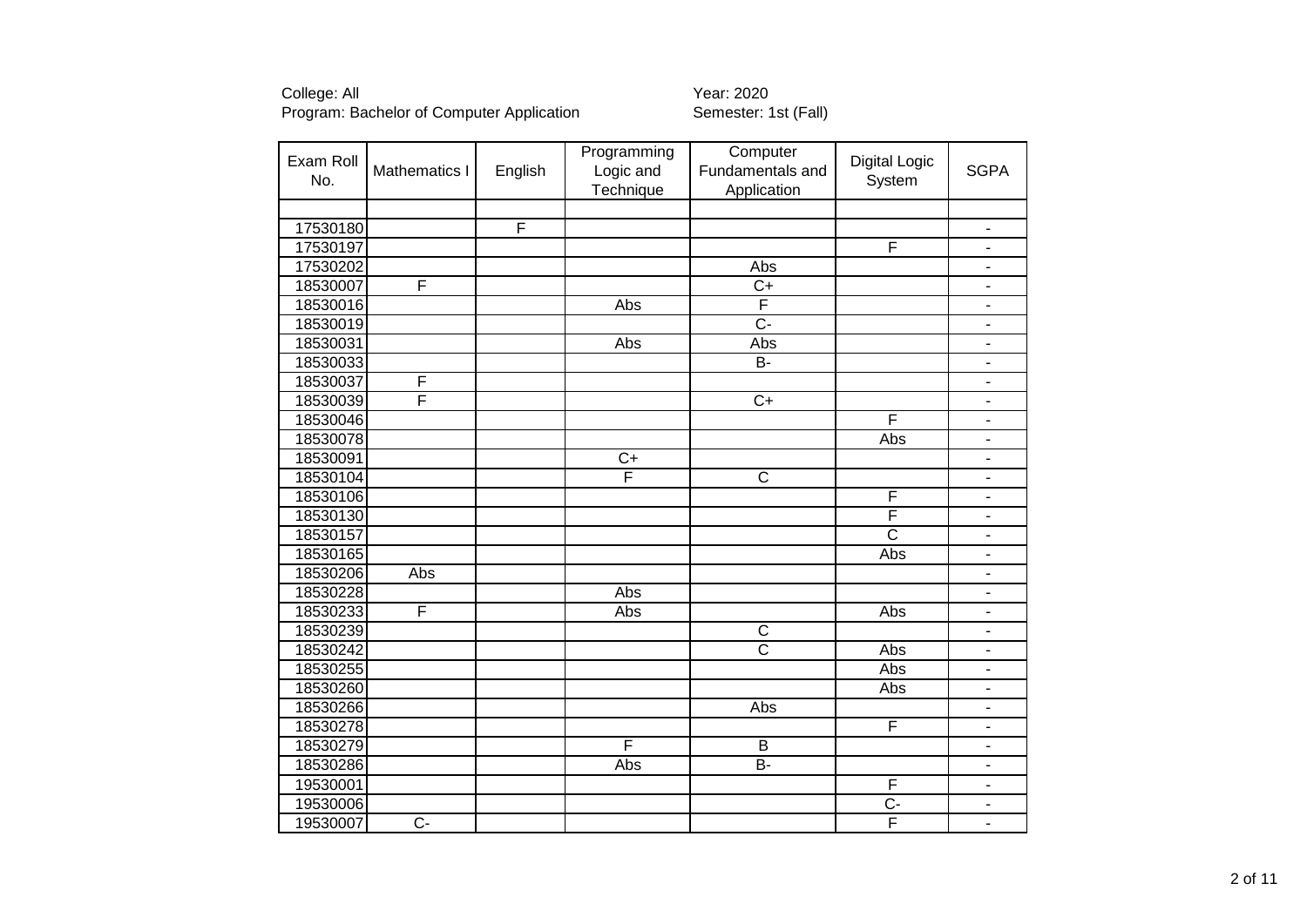College: All
Program: Bachelor of Computer Application

Year: 2020
Semester: 1st (Fall)

| Exam Roll No. | Mathematics I | English | Programming Logic and Technique | Computer Fundamentals and Application | Digital Logic System | SGPA |
|---|---|---|---|---|---|---|
| | | | | | | |
| 17530180 | | F | | | | - |
| 17530197 | | | | | F | - |
| 17530202 | | | | Abs | | - |
| 18530007 | F | | | C+ | | - |
| 18530016 | | | Abs | F | | - |
| 18530019 | | | | C- | | - |
| 18530031 | | | Abs | Abs | | - |
| 18530033 | | | | B- | | - |
| 18530037 | F | | | | | - |
| 18530039 | F | | | C+ | | - |
| 18530046 | | | | | F | - |
| 18530078 | | | | | Abs | - |
| 18530091 | | | C+ | | | - |
| 18530104 | | | F | C | | - |
| 18530106 | | | | | F | - |
| 18530130 | | | | | F | - |
| 18530157 | | | | | C | - |
| 18530165 | | | | | Abs | - |
| 18530206 | Abs | | | | | - |
| 18530228 | | | Abs | | | - |
| 18530233 | F | | Abs | | Abs | - |
| 18530239 | | | | C | | - |
| 18530242 | | | | C | Abs | - |
| 18530255 | | | | | Abs | - |
| 18530260 | | | | | Abs | - |
| 18530266 | | | | Abs | | - |
| 18530278 | | | | | F | - |
| 18530279 | | | F | B | | - |
| 18530286 | | | Abs | B- | | - |
| 19530001 | | | | | F | - |
| 19530006 | | | | | C- | - |
| 19530007 | C- | | | | F | - |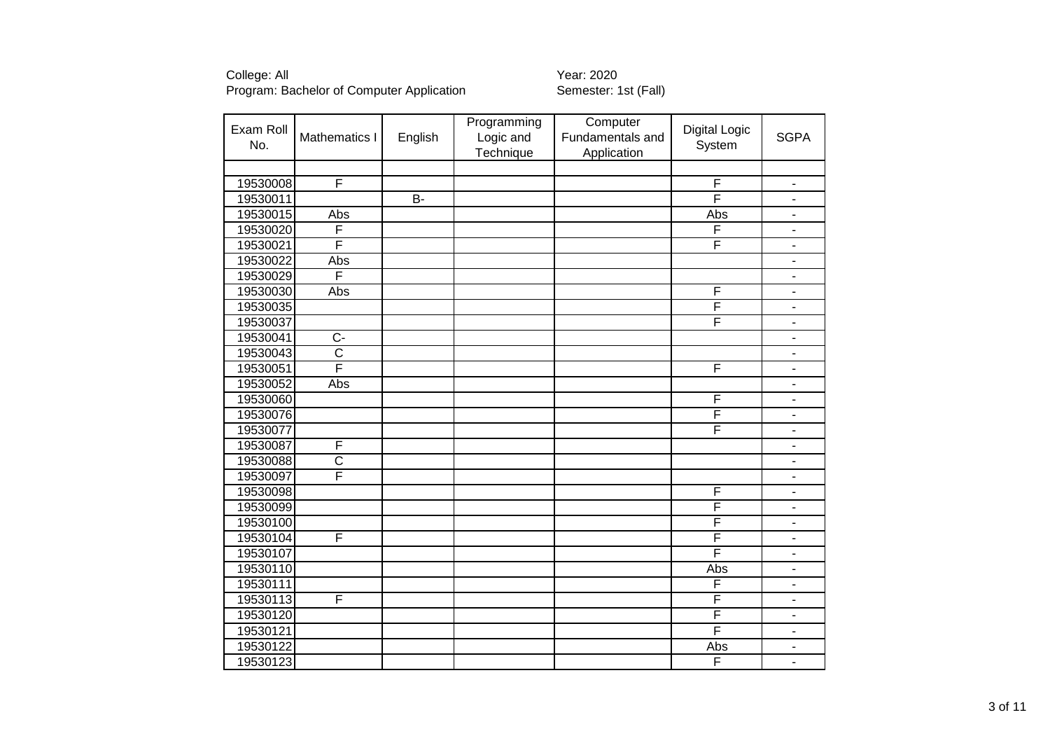College: All
Program: Bachelor of Computer Application

Year: 2020
Semester: 1st (Fall)

| Exam Roll No. | Mathematics I | English | Programming Logic and Technique | Computer Fundamentals and Application | Digital Logic System | SGPA |
|---|---|---|---|---|---|---|
| | | | | | | |
| 19530008 | F | | | | F | - |
| 19530011 | | B- | | | F | - |
| 19530015 | Abs | | | | Abs | - |
| 19530020 | F | | | | F | - |
| 19530021 | F | | | | F | - |
| 19530022 | Abs | | | | | - |
| 19530029 | F | | | | | - |
| 19530030 | Abs | | | | F | - |
| 19530035 | | | | | F | - |
| 19530037 | | | | | F | - |
| 19530041 | C- | | | | | - |
| 19530043 | C | | | | | - |
| 19530051 | F | | | | F | - |
| 19530052 | Abs | | | | | - |
| 19530060 | | | | | F | - |
| 19530076 | | | | | F | - |
| 19530077 | | | | | F | - |
| 19530087 | F | | | | | - |
| 19530088 | C | | | | | - |
| 19530097 | F | | | | | - |
| 19530098 | | | | | F | - |
| 19530099 | | | | | F | - |
| 19530100 | | | | | F | - |
| 19530104 | F | | | | F | - |
| 19530107 | | | | | F | - |
| 19530110 | | | | | Abs | - |
| 19530111 | | | | | F | - |
| 19530113 | F | | | | F | - |
| 19530120 | | | | | F | - |
| 19530121 | | | | | F | - |
| 19530122 | | | | | Abs | - |
| 19530123 | | | | | F | - |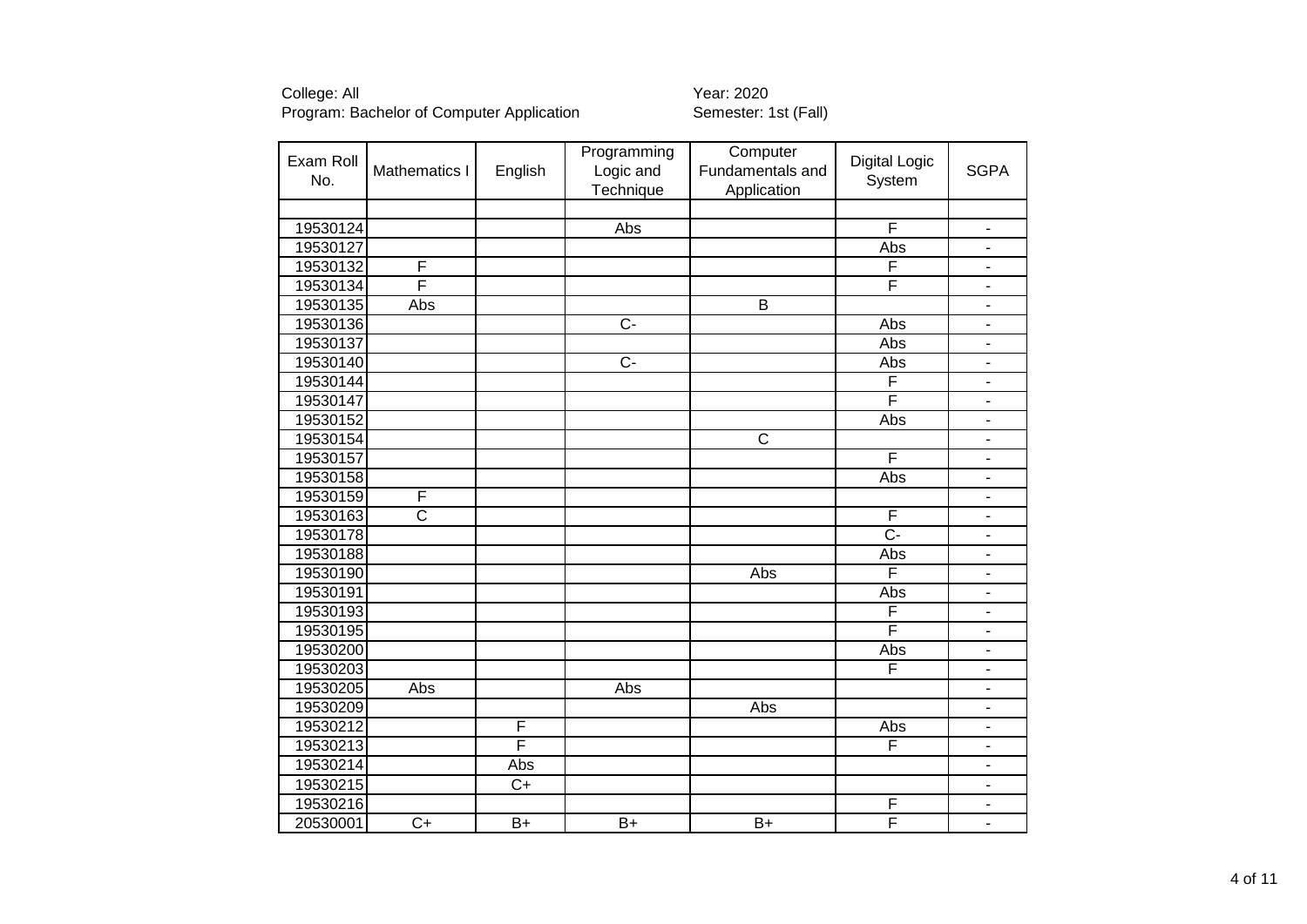College: All
Program: Bachelor of Computer Application

Year: 2020
Semester: 1st (Fall)

| Exam Roll No. | Mathematics I | English | Programming Logic and Technique | Computer Fundamentals and Application | Digital Logic System | SGPA |
|---|---|---|---|---|---|---|
| | | | | | | |
| 19530124 | | | Abs | | F | - |
| 19530127 | | | | | Abs | - |
| 19530132 | F | | | | F | - |
| 19530134 | F | | | | F | - |
| 19530135 | Abs | | | B | | - |
| 19530136 | | | C- | | Abs | - |
| 19530137 | | | | | Abs | - |
| 19530140 | | | C- | | Abs | - |
| 19530144 | | | | | F | - |
| 19530147 | | | | | F | - |
| 19530152 | | | | | Abs | - |
| 19530154 | | | | C | | - |
| 19530157 | | | | | F | - |
| 19530158 | | | | | Abs | - |
| 19530159 | F | | | | | - |
| 19530163 | C | | | | F | - |
| 19530178 | | | | | C- | - |
| 19530188 | | | | | Abs | - |
| 19530190 | | | | Abs | F | - |
| 19530191 | | | | | Abs | - |
| 19530193 | | | | | F | - |
| 19530195 | | | | | F | - |
| 19530200 | | | | | Abs | - |
| 19530203 | | | | | F | - |
| 19530205 | Abs | | Abs | | | - |
| 19530209 | | | | Abs | | - |
| 19530212 | | F | | | Abs | - |
| 19530213 | | F | | | F | - |
| 19530214 | | Abs | | | | - |
| 19530215 | | C+ | | | | - |
| 19530216 | | | | | F | - |
| 20530001 | C+ | B+ | B+ | B+ | F | - |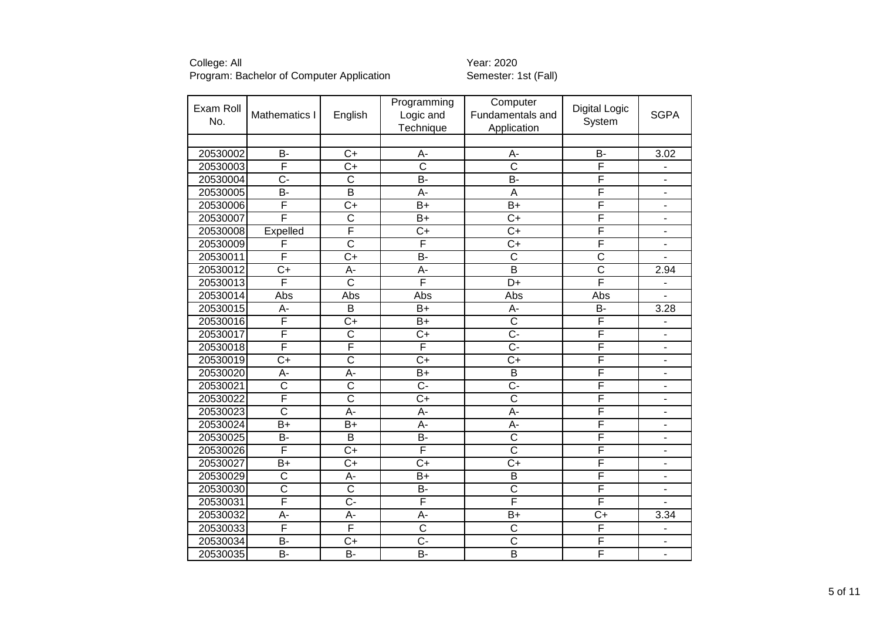College: All
Program: Bachelor of Computer Application

Year: 2020
Semester: 1st (Fall)

| Exam Roll No. | Mathematics I | English | Programming Logic and Technique | Computer Fundamentals and Application | Digital Logic System | SGPA |
|---|---|---|---|---|---|---|
| 20530002 | B- | C+ | A- | A- | B- | 3.02 |
| 20530003 | F | C+ | C | C | F | - |
| 20530004 | C- | C | B- | B- | F | - |
| 20530005 | B- | B | A- | A | F | - |
| 20530006 | F | C+ | B+ | B+ | F | - |
| 20530007 | F | C | B+ | C+ | F | - |
| 20530008 | Expelled | F | C+ | C+ | F | - |
| 20530009 | F | C | F | C+ | F | - |
| 20530011 | F | C+ | B- | C | C | - |
| 20530012 | C+ | A- | A- | B | C | 2.94 |
| 20530013 | F | C | F | D+ | F | - |
| 20530014 | Abs | Abs | Abs | Abs | Abs | - |
| 20530015 | A- | B | B+ | A- | B- | 3.28 |
| 20530016 | F | C+ | B+ | C | F | - |
| 20530017 | F | C | C+ | C- | F | - |
| 20530018 | F | F | F | C- | F | - |
| 20530019 | C+ | C | C+ | C+ | F | - |
| 20530020 | A- | A- | B+ | B | F | - |
| 20530021 | C | C | C- | C- | F | - |
| 20530022 | F | C | C+ | C | F | - |
| 20530023 | C | A- | A- | A- | F | - |
| 20530024 | B+ | B+ | A- | A- | F | - |
| 20530025 | B- | B | B- | C | F | - |
| 20530026 | F | C+ | F | C | F | - |
| 20530027 | B+ | C+ | C+ | C+ | F | - |
| 20530029 | C | A- | B+ | B | F | - |
| 20530030 | C | C | B- | C | F | - |
| 20530031 | F | C- | F | F | F | - |
| 20530032 | A- | A- | A- | B+ | C+ | 3.34 |
| 20530033 | F | F | C | C | F | - |
| 20530034 | B- | C+ | C- | C | F | - |
| 20530035 | B- | B- | B- | B | F | - |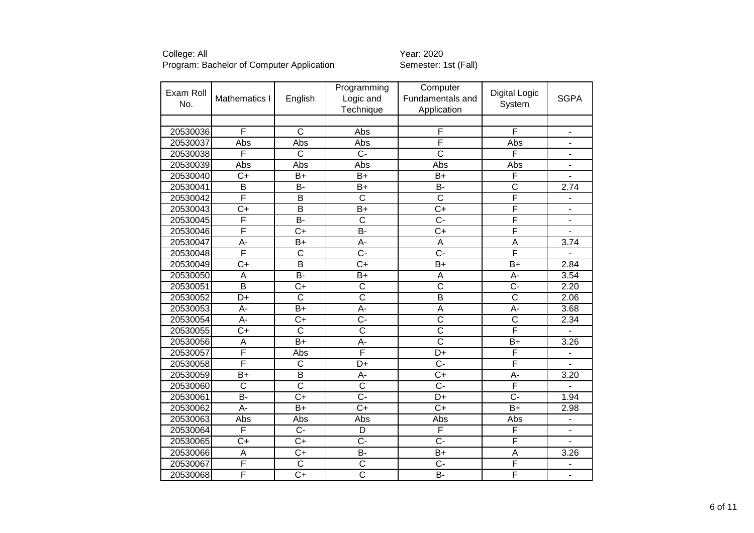College: All
Program: Bachelor of Computer Application

Year: 2020
Semester: 1st (Fall)

| Exam Roll No. | Mathematics I | English | Programming Logic and Technique | Computer Fundamentals and Application | Digital Logic System | SGPA |
|---|---|---|---|---|---|---|
| | | | | | | |
| 20530036 | F | C | Abs | F | F | - |
| 20530037 | Abs | Abs | Abs | F | Abs | - |
| 20530038 | F | C | C- | C | F | - |
| 20530039 | Abs | Abs | Abs | Abs | Abs | - |
| 20530040 | C+ | B+ | B+ | B+ | F | - |
| 20530041 | B | B- | B+ | B- | C | 2.74 |
| 20530042 | F | B | C | C | F | - |
| 20530043 | C+ | B | B+ | C+ | F | - |
| 20530045 | F | B- | C | C- | F | - |
| 20530046 | F | C+ | B- | C+ | F | - |
| 20530047 | A- | B+ | A- | A | A | 3.74 |
| 20530048 | F | C | C- | C- | F | - |
| 20530049 | C+ | B | C+ | B+ | B+ | 2.84 |
| 20530050 | A | B- | B+ | A | A- | 3.54 |
| 20530051 | B | C+ | C | C | C- | 2.20 |
| 20530052 | D+ | C | C | B | C | 2.06 |
| 20530053 | A- | B+ | A- | A | A- | 3.68 |
| 20530054 | A- | C+ | C- | C | C | 2.34 |
| 20530055 | C+ | C | C | C | F | - |
| 20530056 | A | B+ | A- | C | B+ | 3.26 |
| 20530057 | F | Abs | F | D+ | F | - |
| 20530058 | F | C | D+ | C- | F | - |
| 20530059 | B+ | B | A- | C+ | A- | 3.20 |
| 20530060 | C | C | C | C- | F | - |
| 20530061 | B- | C+ | C- | D+ | C- | 1.94 |
| 20530062 | A- | B+ | C+ | C+ | B+ | 2.98 |
| 20530063 | Abs | Abs | Abs | Abs | Abs | - |
| 20530064 | F | C- | D | F | F | - |
| 20530065 | C+ | C+ | C- | C- | F | - |
| 20530066 | A | C+ | B- | B+ | A | 3.26 |
| 20530067 | F | C | C | C- | F | - |
| 20530068 | F | C+ | C | B- | F | - |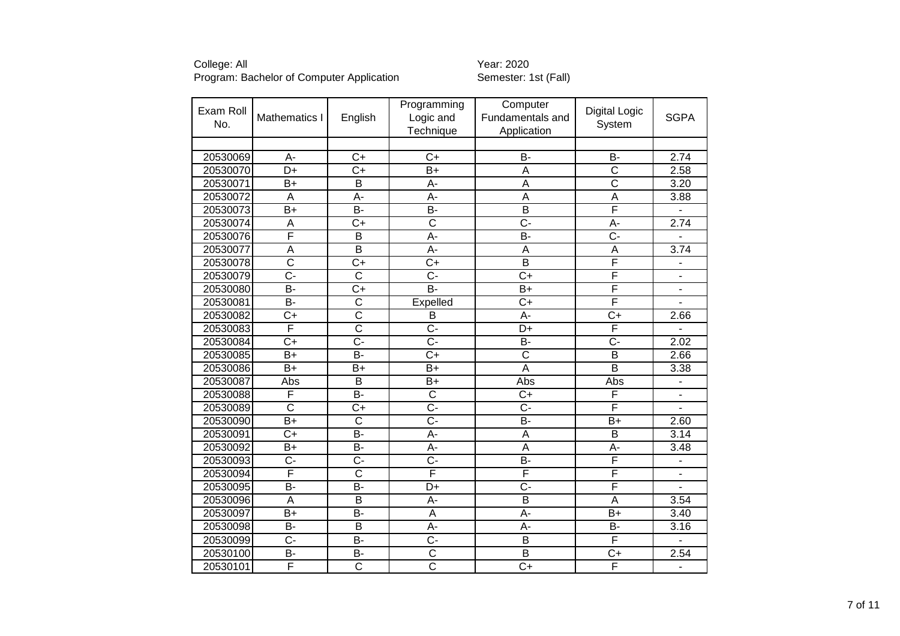College: All
Program: Bachelor of Computer Application

Year: 2020
Semester: 1st (Fall)

| Exam Roll No. | Mathematics I | English | Programming Logic and Technique | Computer Fundamentals and Application | Digital Logic System | SGPA |
|---|---|---|---|---|---|---|
| | | | | | | |
| 20530069 | A- | C+ | C+ | B- | B- | 2.74 |
| 20530070 | D+ | C+ | B+ | A | C | 2.58 |
| 20530071 | B+ | B | A- | A | C | 3.20 |
| 20530072 | A | A- | A- | A | A | 3.88 |
| 20530073 | B+ | B- | B- | B | F | - |
| 20530074 | A | C+ | C | C- | A- | 2.74 |
| 20530076 | F | B | A- | B- | C- | - |
| 20530077 | A | B | A- | A | A | 3.74 |
| 20530078 | C | C+ | C+ | B | F | - |
| 20530079 | C- | C | C- | C+ | F | - |
| 20530080 | B- | C+ | B- | B+ | F | - |
| 20530081 | B- | C | Expelled | C+ | F | - |
| 20530082 | C+ | C | B | A- | C+ | 2.66 |
| 20530083 | F | C | C- | D+ | F | - |
| 20530084 | C+ | C- | C- | B- | C- | 2.02 |
| 20530085 | B+ | B- | C+ | C | B | 2.66 |
| 20530086 | B+ | B+ | B+ | A | B | 3.38 |
| 20530087 | Abs | B | B+ | Abs | Abs | - |
| 20530088 | F | B- | C | C+ | F | - |
| 20530089 | C | C+ | C- | C- | F | - |
| 20530090 | B+ | C | C- | B- | B+ | 2.60 |
| 20530091 | C+ | B- | A- | A | B | 3.14 |
| 20530092 | B+ | B- | A- | A | A- | 3.48 |
| 20530093 | C- | C- | C- | B- | F | - |
| 20530094 | F | C | F | F | F | - |
| 20530095 | B- | B- | D+ | C- | F | - |
| 20530096 | A | B | A- | B | A | 3.54 |
| 20530097 | B+ | B- | A | A- | B+ | 3.40 |
| 20530098 | B- | B | A- | A- | B- | 3.16 |
| 20530099 | C- | B- | C- | B | F | - |
| 20530100 | B- | B- | C | B | C+ | 2.54 |
| 20530101 | F | C | C | C+ | F | - |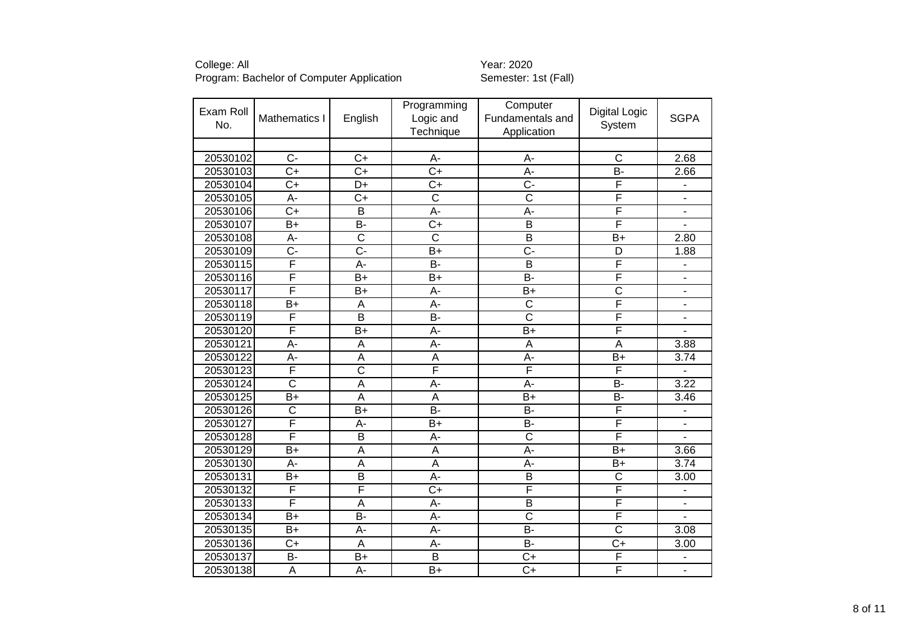College: All | Year: 2020

Program: Bachelor of Computer Application | Semester: 1st (Fall)

| Exam Roll No. | Mathematics I | English | Programming Logic and Technique | Computer Fundamentals and Application | Digital Logic System | SGPA |
|---|---|---|---|---|---|---|
| | | | | | | |
| 20530102 | C- | C+ | A- | A- | C | 2.68 |
| 20530103 | C+ | C+ | C+ | A- | B- | 2.66 |
| 20530104 | C+ | D+ | C+ | C- | F | - |
| 20530105 | A- | C+ | C | C | F | - |
| 20530106 | C+ | B | A- | A- | F | - |
| 20530107 | B+ | B- | C+ | B | F | - |
| 20530108 | A- | C | C | B | B+ | 2.80 |
| 20530109 | C- | C- | B+ | C- | D | 1.88 |
| 20530115 | F | A- | B- | B | F | - |
| 20530116 | F | B+ | B+ | B- | F | - |
| 20530117 | F | B+ | A- | B+ | C | - |
| 20530118 | B+ | A | A- | C | F | - |
| 20530119 | F | B | B- | C | F | - |
| 20530120 | F | B+ | A- | B+ | F | - |
| 20530121 | A- | A | A- | A | A | 3.88 |
| 20530122 | A- | A | A | A- | B+ | 3.74 |
| 20530123 | F | C | F | F | F | - |
| 20530124 | C | A | A- | A- | B- | 3.22 |
| 20530125 | B+ | A | A | B+ | B- | 3.46 |
| 20530126 | C | B+ | B- | B- | F | - |
| 20530127 | F | A- | B+ | B- | F | - |
| 20530128 | F | B | A- | C | F | - |
| 20530129 | B+ | A | A | A- | B+ | 3.66 |
| 20530130 | A- | A | A | A- | B+ | 3.74 |
| 20530131 | B+ | B | A- | B | C | 3.00 |
| 20530132 | F | F | C+ | F | F | - |
| 20530133 | F | A | A- | B | F | - |
| 20530134 | B+ | B- | A- | C | F | - |
| 20530135 | B+ | A- | A- | B- | C | 3.08 |
| 20530136 | C+ | A | A- | B- | C+ | 3.00 |
| 20530137 | B- | B+ | B | C+ | F | - |
| 20530138 | A | A- | B+ | C+ | F | - |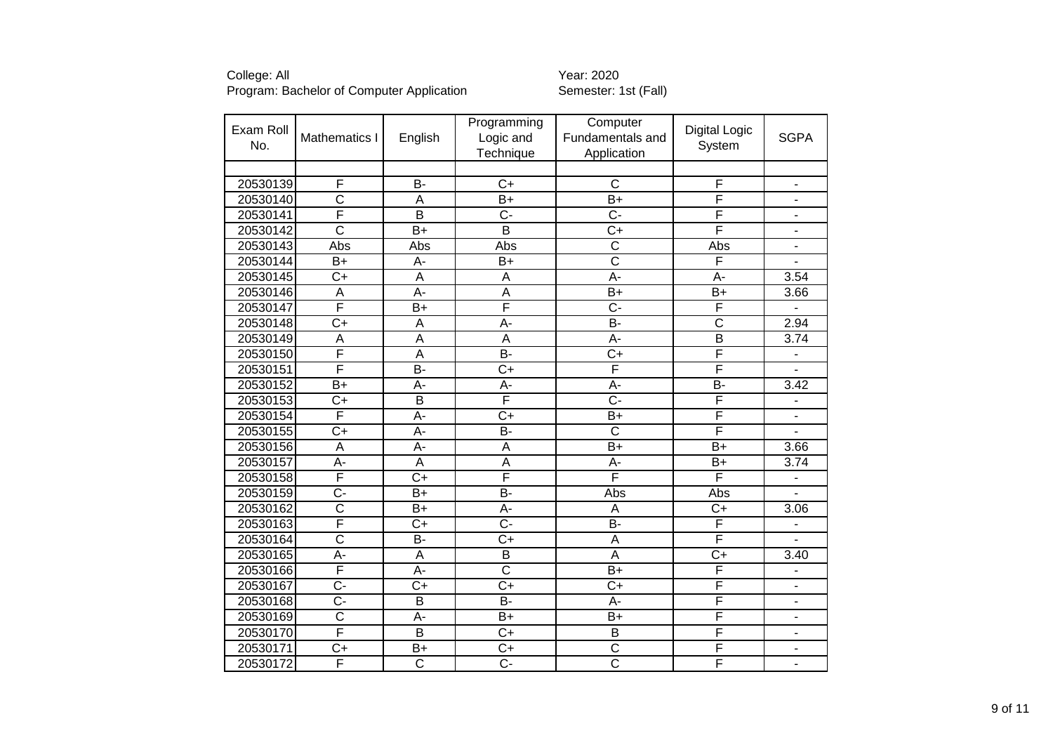College: All
Program: Bachelor of Computer Application

Year: 2020
Semester: 1st (Fall)

| Exam Roll No. | Mathematics I | English | Programming Logic and Technique | Computer Fundamentals and Application | Digital Logic System | SGPA |
|---|---|---|---|---|---|---|
| | | | | | | |
| 20530139 | F | B- | C+ | C | F | - |
| 20530140 | C | A | B+ | B+ | F | - |
| 20530141 | F | B | C- | C- | F | - |
| 20530142 | C | B+ | B | C+ | F | - |
| 20530143 | Abs | Abs | Abs | C | Abs | - |
| 20530144 | B+ | A- | B+ | C | F | - |
| 20530145 | C+ | A | A | A- | A- | 3.54 |
| 20530146 | A | A- | A | B+ | B+ | 3.66 |
| 20530147 | F | B+ | F | C- | F | - |
| 20530148 | C+ | A | A- | B- | C | 2.94 |
| 20530149 | A | A | A | A- | B | 3.74 |
| 20530150 | F | A | B- | C+ | F | - |
| 20530151 | F | B- | C+ | F | F | - |
| 20530152 | B+ | A- | A- | A- | B- | 3.42 |
| 20530153 | C+ | B | F | C- | F | - |
| 20530154 | F | A- | C+ | B+ | F | - |
| 20530155 | C+ | A- | B- | C | F | - |
| 20530156 | A | A- | A | B+ | B+ | 3.66 |
| 20530157 | A- | A | A | A- | B+ | 3.74 |
| 20530158 | F | C+ | F | F | F | - |
| 20530159 | C- | B+ | B- | Abs | Abs | - |
| 20530162 | C | B+ | A- | A | C+ | 3.06 |
| 20530163 | F | C+ | C- | B- | F | - |
| 20530164 | C | B- | C+ | A | F | - |
| 20530165 | A- | A | B | A | C+ | 3.40 |
| 20530166 | F | A- | C | B+ | F | - |
| 20530167 | C- | C+ | C+ | C+ | F | - |
| 20530168 | C- | B | B- | A- | F | - |
| 20530169 | C | A- | B+ | B+ | F | - |
| 20530170 | F | B | C+ | B | F | - |
| 20530171 | C+ | B+ | C+ | C | F | - |
| 20530172 | F | C | C- | C | F | - |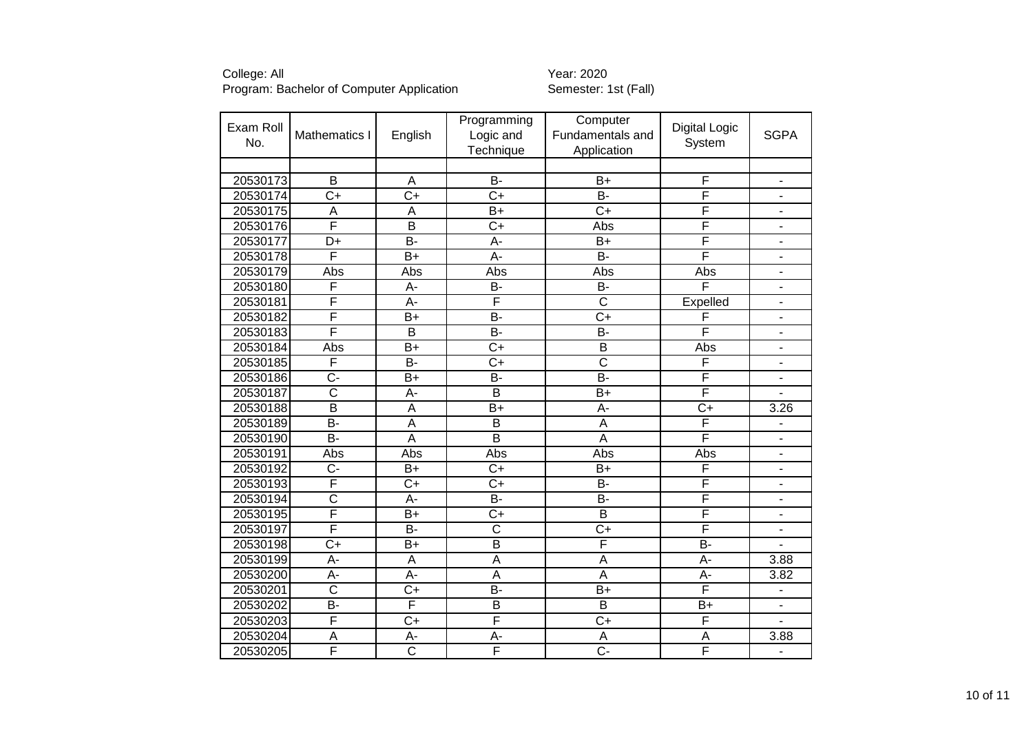College: All
Program: Bachelor of Computer Application

Year: 2020
Semester: 1st (Fall)

| Exam Roll No. | Mathematics I | English | Programming Logic and Technique | Computer Fundamentals and Application | Digital Logic System | SGPA |
|---|---|---|---|---|---|---|
| | | | | | | |
| 20530173 | B | A | B- | B+ | F | - |
| 20530174 | C+ | C+ | C+ | B- | F | - |
| 20530175 | A | A | B+ | C+ | F | - |
| 20530176 | F | B | C+ | Abs | F | - |
| 20530177 | D+ | B- | A- | B+ | F | - |
| 20530178 | F | B+ | A- | B- | F | - |
| 20530179 | Abs | Abs | Abs | Abs | Abs | - |
| 20530180 | F | A- | B- | B- | F | - |
| 20530181 | F | A- | F | C | Expelled | - |
| 20530182 | F | B+ | B- | C+ | F | - |
| 20530183 | F | B | B- | B- | F | - |
| 20530184 | Abs | B+ | C+ | B | Abs | - |
| 20530185 | F | B- | C+ | C | F | - |
| 20530186 | C- | B+ | B- | B- | F | - |
| 20530187 | C | A- | B | B+ | F | - |
| 20530188 | B | A | B+ | A- | C+ | 3.26 |
| 20530189 | B- | A | B | A | F | - |
| 20530190 | B- | A | B | A | F | - |
| 20530191 | Abs | Abs | Abs | Abs | Abs | - |
| 20530192 | C- | B+ | C+ | B+ | F | - |
| 20530193 | F | C+ | C+ | B- | F | - |
| 20530194 | C | A- | B- | B- | F | - |
| 20530195 | F | B+ | C+ | B | F | - |
| 20530197 | F | B- | C | C+ | F | - |
| 20530198 | C+ | B+ | B | F | B- | - |
| 20530199 | A- | A | A | A | A- | 3.88 |
| 20530200 | A- | A- | A | A | A- | 3.82 |
| 20530201 | C | C+ | B- | B+ | F | - |
| 20530202 | B- | F | B | B | B+ | - |
| 20530203 | F | C+ | F | C+ | F | - |
| 20530204 | A | A- | A- | A | A | 3.88 |
| 20530205 | F | C | F | C- | F | - |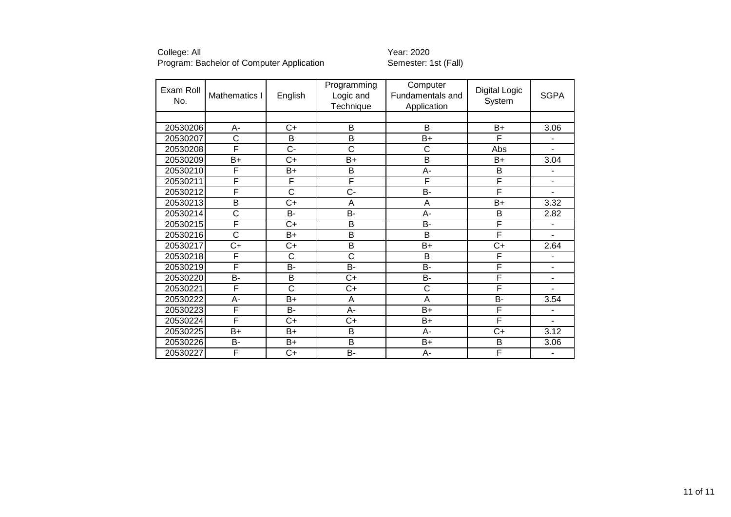College: All
Program: Bachelor of Computer Application

Year: 2020
Semester: 1st (Fall)

| Exam Roll No. | Mathematics I | English | Programming Logic and Technique | Computer Fundamentals and Application | Digital Logic System | SGPA |
|---|---|---|---|---|---|---|
| | | | | | | |
| 20530206 | A- | C+ | B | B | B+ | 3.06 |
| 20530207 | C | B | B | B+ | F | - |
| 20530208 | F | C- | C | C | Abs | - |
| 20530209 | B+ | C+ | B+ | B | B+ | 3.04 |
| 20530210 | F | B+ | B | A- | B | - |
| 20530211 | F | F | F | F | F | - |
| 20530212 | F | C | C- | B- | F | - |
| 20530213 | B | C+ | A | A | B+ | 3.32 |
| 20530214 | C | B- | B- | A- | B | 2.82 |
| 20530215 | F | C+ | B | B- | F | - |
| 20530216 | C | B+ | B | B | F | - |
| 20530217 | C+ | C+ | B | B+ | C+ | 2.64 |
| 20530218 | F | C | C | B | F | - |
| 20530219 | F | B- | B- | B- | F | - |
| 20530220 | B- | B | C+ | B- | F | - |
| 20530221 | F | C | C+ | C | F | - |
| 20530222 | A- | B+ | A | A | B- | 3.54 |
| 20530223 | F | B- | A- | B+ | F | - |
| 20530224 | F | C+ | C+ | B+ | F | - |
| 20530225 | B+ | B+ | B | A- | C+ | 3.12 |
| 20530226 | B- | B+ | B | B+ | B | 3.06 |
| 20530227 | F | C+ | B- | A- | F | - |